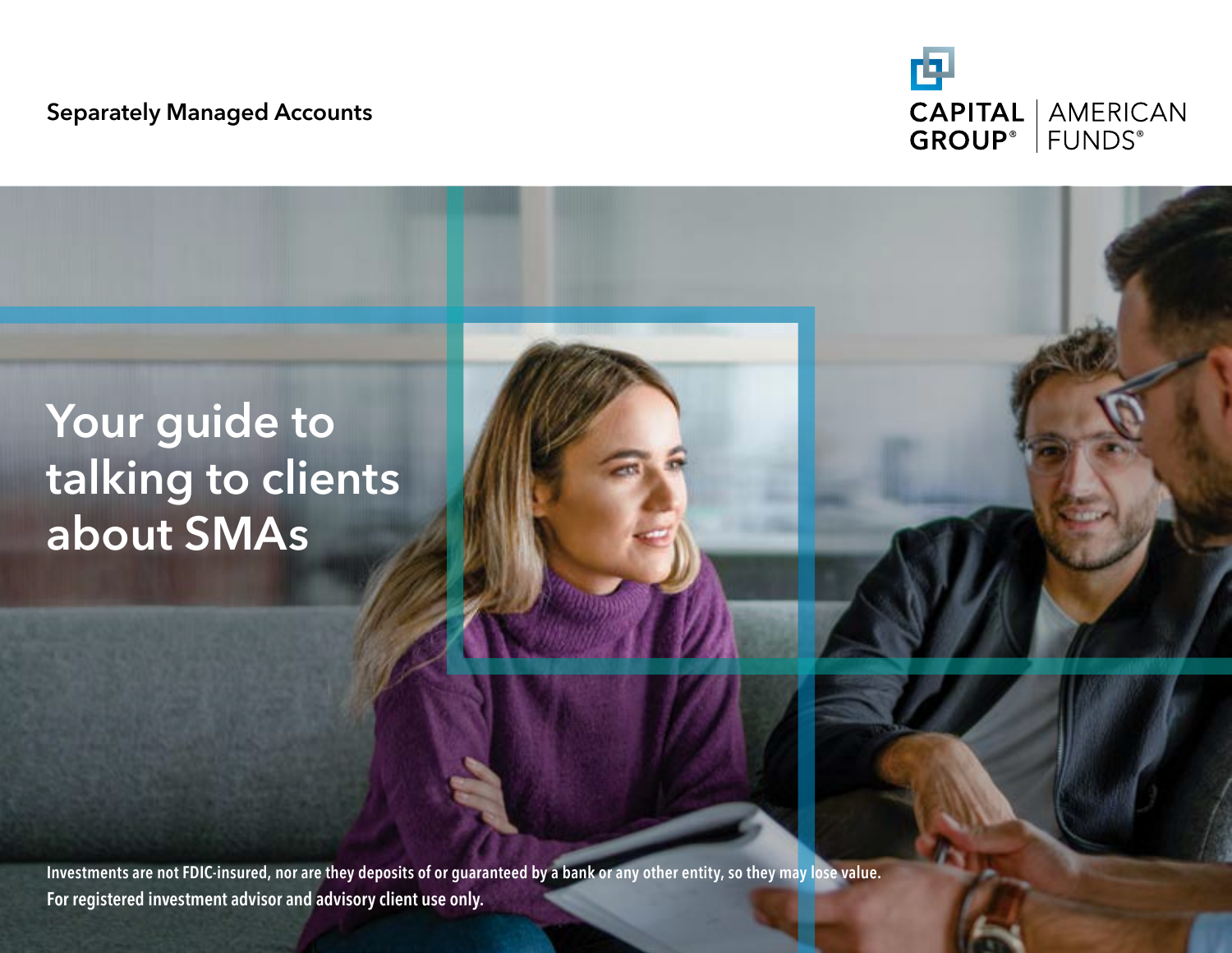Separately Managed Accounts

CAPITAL GROUP® | AMERICAN FUNDS®

# Your guide to talking to clients about SMAs

**Investments are not FDIC-insured, nor are they deposits of or guaranteed by a bank or any other entity, so they may lose value.**
**For registered investment advisor and advisory client use only.**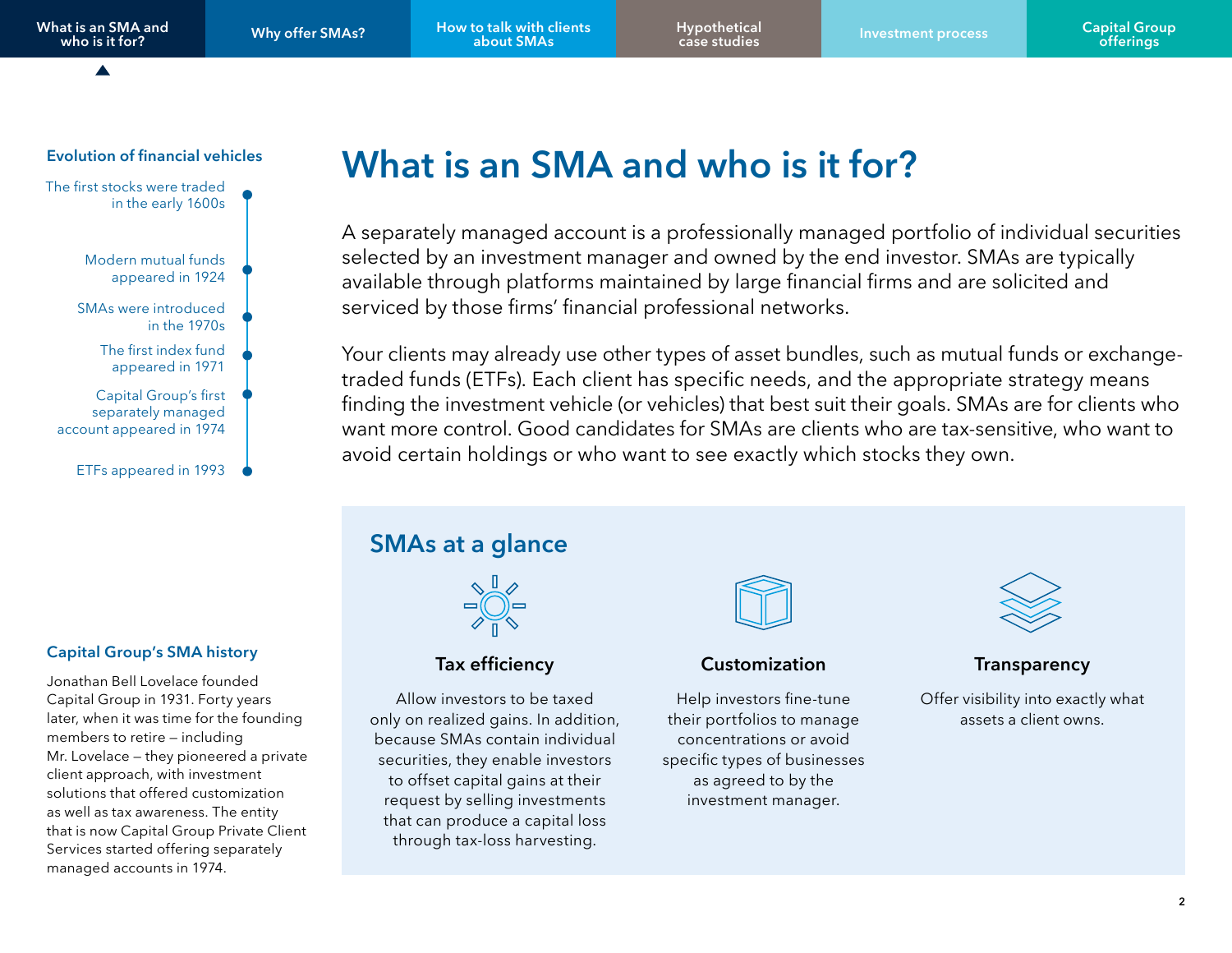# What is an SMA and who is it for?

A separately managed account is a professionally managed portfolio of individual securities selected by an investment manager and owned by the end investor. SMAs are typically available through platforms maintained by large financial firms and are solicited and serviced by those firms' financial professional networks.

Your clients may already use other types of asset bundles, such as mutual funds or exchange-traded funds (ETFs). Each client has specific needs, and the appropriate strategy means finding the investment vehicle (or vehicles) that best suit their goals. SMAs are for clients who want more control. Good candidates for SMAs are clients who are tax-sensitive, who want to avoid certain holdings or who want to see exactly which stocks they own.

### Evolution of financial vehicles

- The first stocks were traded in the early 1600s
- Modern mutual funds appeared in 1924
- SMAs were introduced in the 1970s
- The first index fund appeared in 1971
- Capital Group's first separately managed account appeared in 1974
- ETFs appeared in 1993

### Capital Group's SMA history

Jonathan Bell Lovelace founded Capital Group in 1931. Forty years later, when it was time for the founding members to retire – including Mr. Lovelace – they pioneered a private client approach, with investment solutions that offered customization as well as tax awareness. The entity that is now Capital Group Private Client Services started offering separately managed accounts in 1974.

## SMAs at a glance

**Tax efficiency**

Allow investors to be taxed only on realized gains. In addition, because SMAs contain individual securities, they enable investors to offset capital gains at their request by selling investments that can produce a capital loss through tax-loss harvesting.

**Customization**

Help investors fine-tune their portfolios to manage concentrations or avoid specific types of businesses as agreed to by the investment manager.

**Transparency**

Offer visibility into exactly what assets a client owns.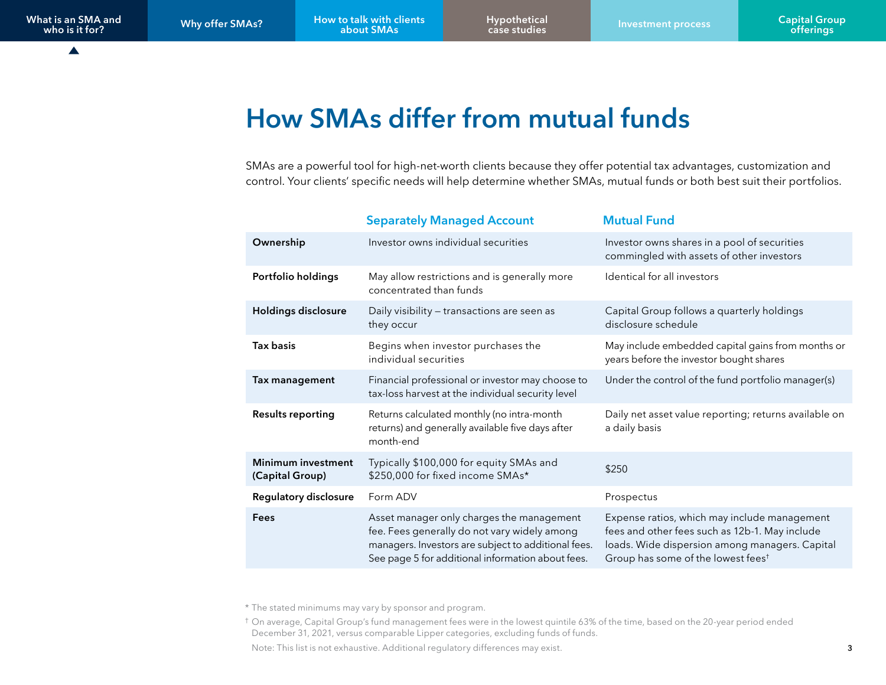# How SMAs differ from mutual funds

SMAs are a powerful tool for high-net-worth clients because they offer potential tax advantages, customization and control. Your clients' specific needs will help determine whether SMAs, mutual funds or both best suit their portfolios.

| | Separately Managed Account | Mutual Fund |
|---|---|---|
| **Ownership** | Investor owns individual securities | Investor owns shares in a pool of securities commingled with assets of other investors |
| **Portfolio holdings** | May allow restrictions and is generally more concentrated than funds | Identical for all investors |
| **Holdings disclosure** | Daily visibility – transactions are seen as they occur | Capital Group follows a quarterly holdings disclosure schedule |
| **Tax basis** | Begins when investor purchases the individual securities | May include embedded capital gains from months or years before the investor bought shares |
| **Tax management** | Financial professional or investor may choose to tax-loss harvest at the individual security level | Under the control of the fund portfolio manager(s) |
| **Results reporting** | Returns calculated monthly (no intra-month returns) and generally available five days after month-end | Daily net asset value reporting; returns available on a daily basis |
| **Minimum investment (Capital Group)** | Typically $100,000 for equity SMAs and $250,000 for fixed income SMAs* | $250 |
| **Regulatory disclosure** | Form ADV | Prospectus |
| **Fees** | Asset manager only charges the management fee. Fees generally do not vary widely among managers. Investors are subject to additional fees. See page 5 for additional information about fees. | Expense ratios, which may include management fees and other fees such as 12b-1. May include loads. Wide dispersion among managers. Capital Group has some of the lowest fees† |

\* The stated minimums may vary by sponsor and program.

† On average, Capital Group's fund management fees were in the lowest quintile 63% of the time, based on the 20-year period ended December 31, 2021, versus comparable Lipper categories, excluding funds of funds.

Note: This list is not exhaustive. Additional regulatory differences may exist.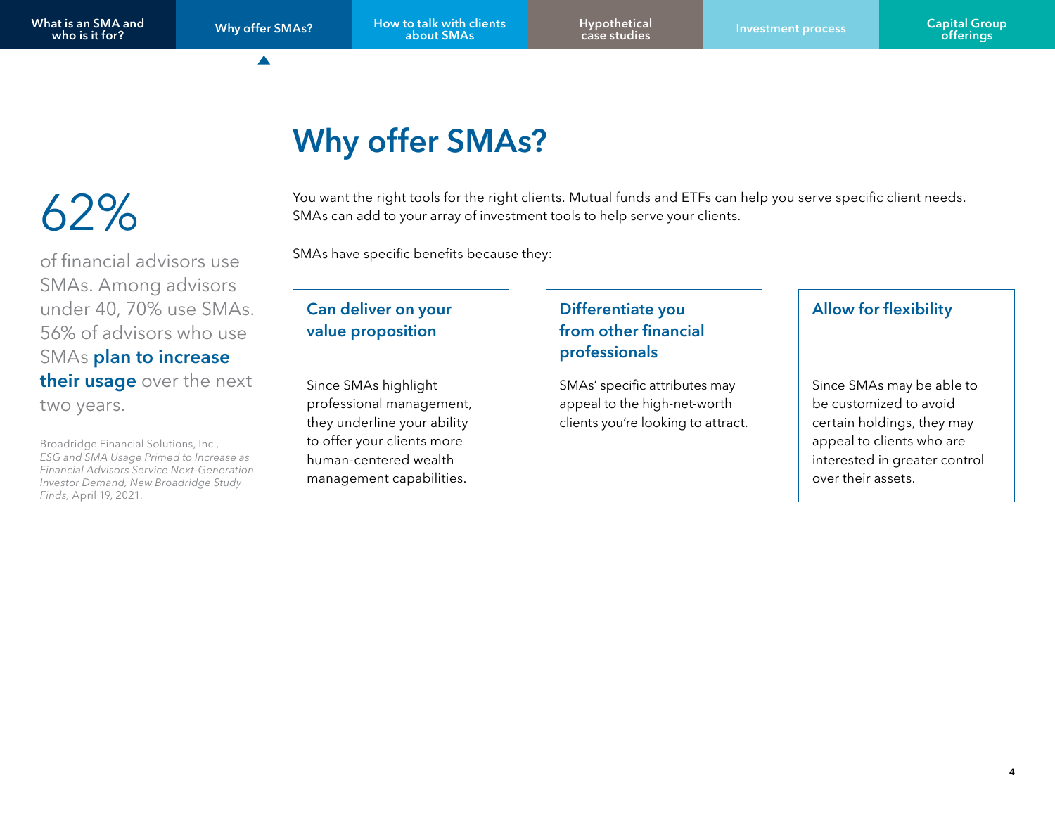# Why offer SMAs?

62%

of financial advisors use SMAs. Among advisors under 40, 70% use SMAs. 56% of advisors who use SMAs **plan to increase their usage** over the next two years.

Broadridge Financial Solutions, Inc., *ESG and SMA Usage Primed to Increase as Financial Advisors Service Next-Generation Investor Demand, New Broadridge Study Finds,* April 19, 2021.

You want the right tools for the right clients. Mutual funds and ETFs can help you serve specific client needs. SMAs can add to your array of investment tools to help serve your clients.

SMAs have specific benefits because they:

### Can deliver on your value proposition

Since SMAs highlight professional management, they underline your ability to offer your clients more human-centered wealth management capabilities.

### Differentiate you from other financial professionals

SMAs' specific attributes may appeal to the high-net-worth clients you're looking to attract.

### Allow for flexibility

Since SMAs may be able to be customized to avoid certain holdings, they may appeal to clients who are interested in greater control over their assets.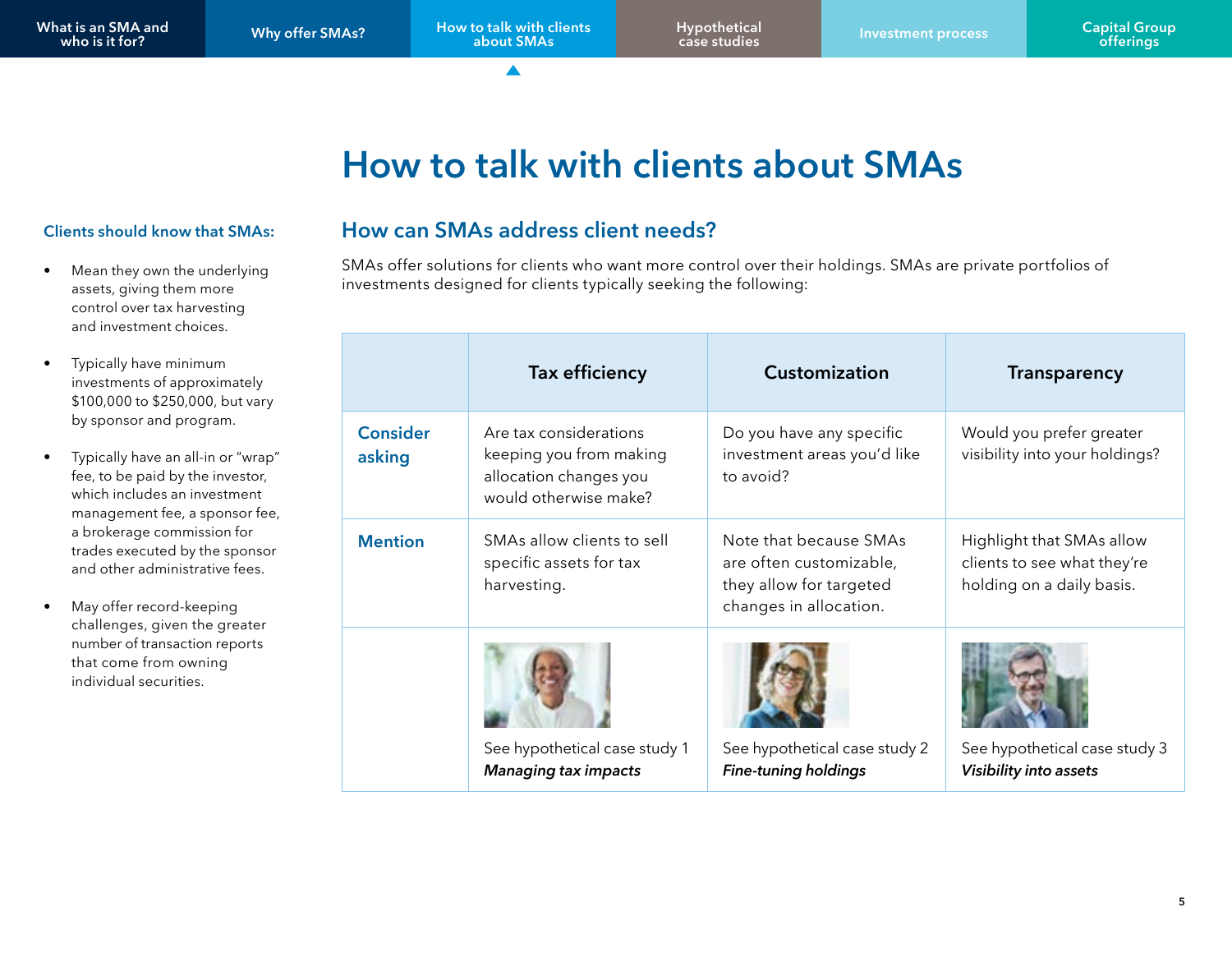# How to talk with clients about SMAs

### Clients should know that SMAs:

- Mean they own the underlying assets, giving them more control over tax harvesting and investment choices.
- Typically have minimum investments of approximately $100,000 to $250,000, but vary by sponsor and program.
- Typically have an all-in or "wrap" fee, to be paid by the investor, which includes an investment management fee, a sponsor fee, a brokerage commission for trades executed by the sponsor and other administrative fees.
- May offer record-keeping challenges, given the greater number of transaction reports that come from owning individual securities.

## How can SMAs address client needs?

SMAs offer solutions for clients who want more control over their holdings. SMAs are private portfolios of investments designed for clients typically seeking the following:

| | Tax efficiency | Customization | Transparency |
|---|---|---|---|
| **Consider asking** | Are tax considerations keeping you from making allocation changes you would otherwise make? | Do you have any specific investment areas you'd like to avoid? | Would you prefer greater visibility into your holdings? |
| **Mention** | SMAs allow clients to sell specific assets for tax harvesting. | Note that because SMAs are often customizable, they allow for targeted changes in allocation. | Highlight that SMAs allow clients to see what they're holding on a daily basis. |
| | See hypothetical case study 1 ***Managing tax impacts*** | See hypothetical case study 2 ***Fine-tuning holdings*** | See hypothetical case study 3 ***Visibility into assets*** |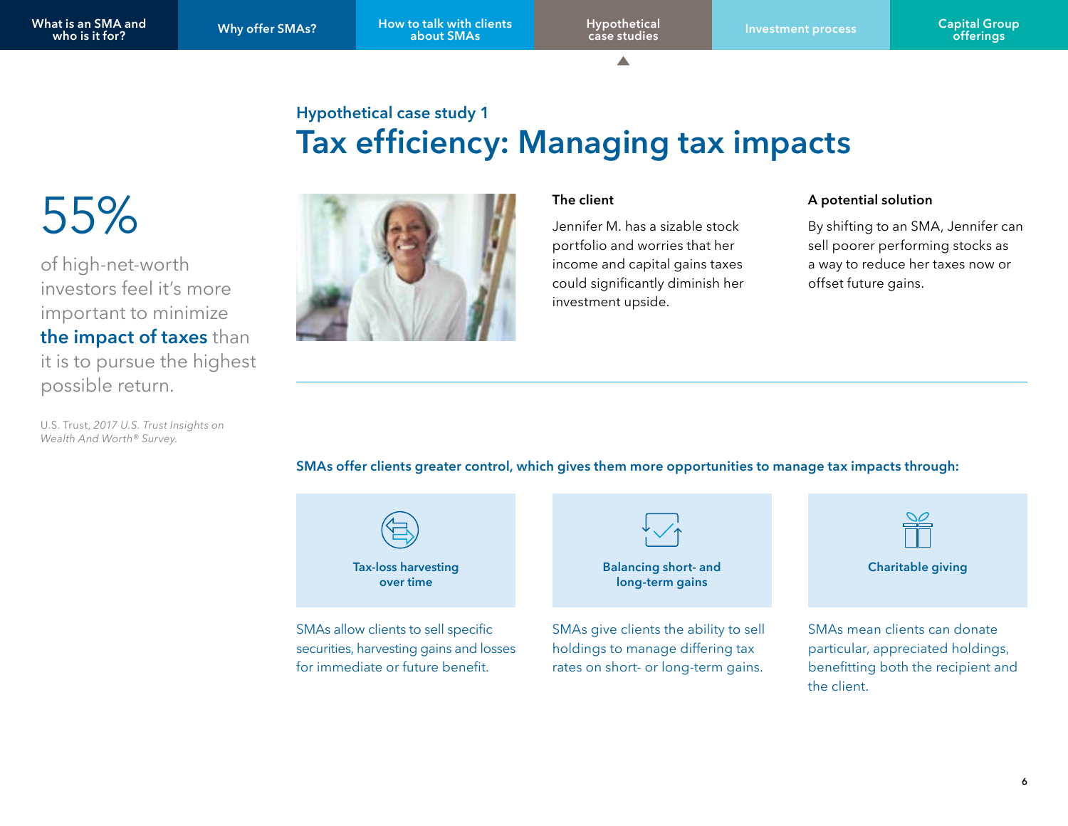Hypothetical case study 1

# Tax efficiency: Managing tax impacts

55%

of high-net-worth investors feel it's more important to minimize **the impact of taxes** than it is to pursue the highest possible return.

U.S. Trust, *2017 U.S. Trust Insights on Wealth And Worth® Survey.*

**The client**

Jennifer M. has a sizable stock portfolio and worries that her income and capital gains taxes could significantly diminish her investment upside.

**A potential solution**

By shifting to an SMA, Jennifer can sell poorer performing stocks as a way to reduce her taxes now or offset future gains.

**SMAs offer clients greater control, which gives them more opportunities to manage tax impacts through:**

**Tax-loss harvesting over time**

SMAs allow clients to sell specific securities, harvesting gains and losses for immediate or future benefit.

**Balancing short- and long-term gains**

SMAs give clients the ability to sell holdings to manage differing tax rates on short- or long-term gains.

**Charitable giving**

SMAs mean clients can donate particular, appreciated holdings, benefitting both the recipient and the client.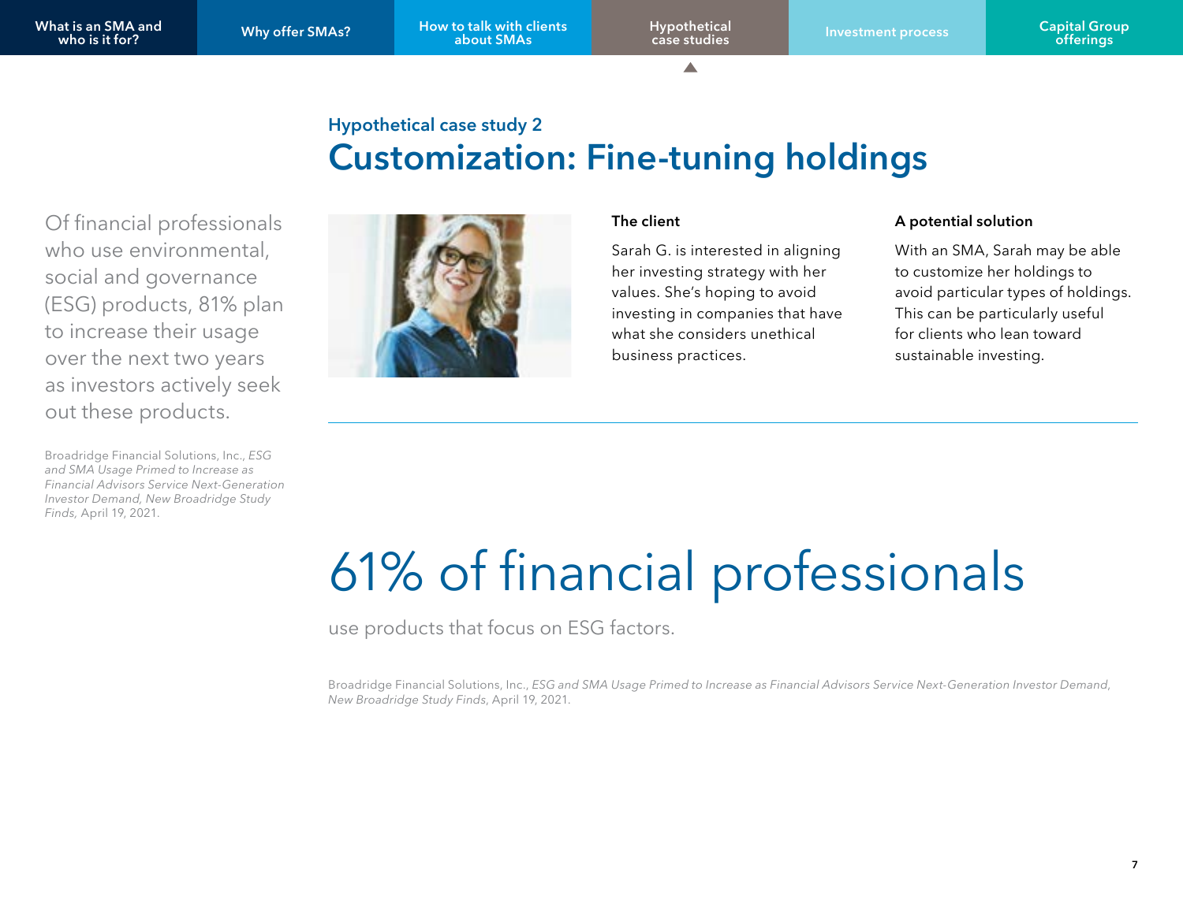## Hypothetical case study 2

# Customization: Fine-tuning holdings

Of financial professionals who use environmental, social and governance (ESG) products, 81% plan to increase their usage over the next two years as investors actively seek out these products.

Broadridge Financial Solutions, Inc., *ESG and SMA Usage Primed to Increase as Financial Advisors Service Next-Generation Investor Demand, New Broadridge Study Finds,* April 19, 2021.

**The client**

Sarah G. is interested in aligning her investing strategy with her values. She's hoping to avoid investing in companies that have what she considers unethical business practices.

**A potential solution**

With an SMA, Sarah may be able to customize her holdings to avoid particular types of holdings. This can be particularly useful for clients who lean toward sustainable investing.

# 61% of financial professionals

use products that focus on ESG factors.

Broadridge Financial Solutions, Inc., *ESG and SMA Usage Primed to Increase as Financial Advisors Service Next-Generation Investor Demand, New Broadridge Study Finds,* April 19, 2021.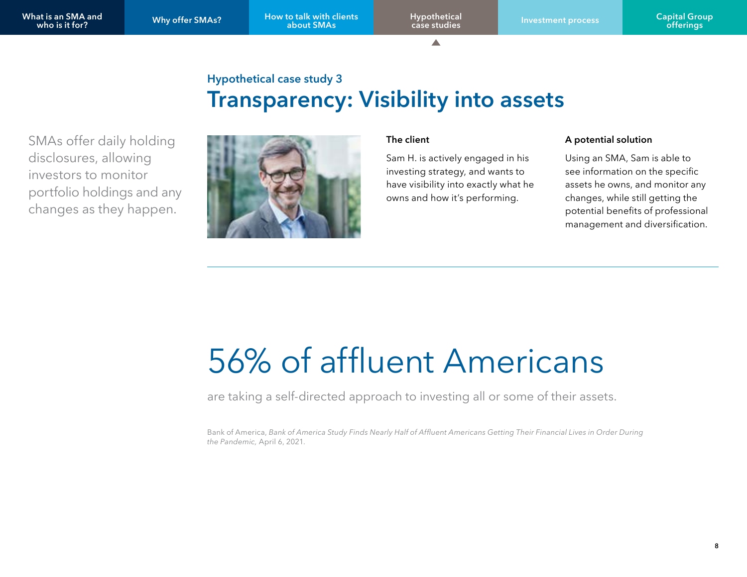Hypothetical case study 3

# Transparency: Visibility into assets

SMAs offer daily holding disclosures, allowing investors to monitor portfolio holdings and any changes as they happen.

**The client**

Sam H. is actively engaged in his investing strategy, and wants to have visibility into exactly what he owns and how it's performing.

**A potential solution**

Using an SMA, Sam is able to see information on the specific assets he owns, and monitor any changes, while still getting the potential benefits of professional management and diversification.

## 56% of affluent Americans

are taking a self-directed approach to investing all or some of their assets.

Bank of America, *Bank of America Study Finds Nearly Half of Affluent Americans Getting Their Financial Lives in Order During the Pandemic,* April 6, 2021.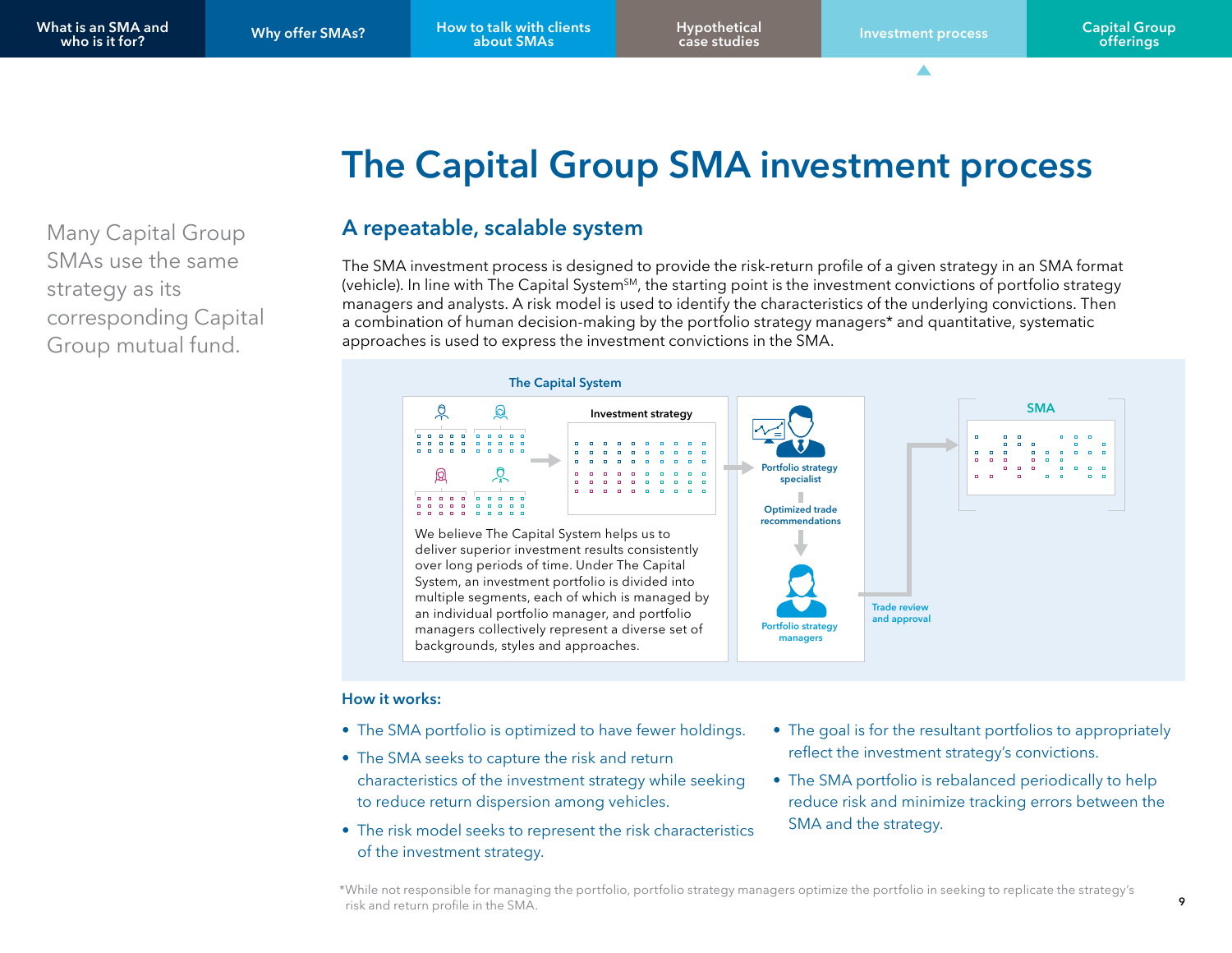# The Capital Group SMA investment process

Many Capital Group SMAs use the same strategy as its corresponding Capital Group mutual fund.

## A repeatable, scalable system

The SMA investment process is designed to provide the risk-return profile of a given strategy in an SMA format (vehicle). In line with The Capital System℠, the starting point is the investment convictions of portfolio strategy managers and analysts. A risk model is used to identify the characteristics of the underlying convictions. Then a combination of human decision-making by the portfolio strategy managers* and quantitative, systematic approaches is used to express the investment convictions in the SMA.

The Capital System

Investment strategy

We believe The Capital System helps us to deliver superior investment results consistently over long periods of time. Under The Capital System, an investment portfolio is divided into multiple segments, each of which is managed by an individual portfolio manager, and portfolio managers collectively represent a diverse set of backgrounds, styles and approaches.

Portfolio strategy specialist

Optimized trade recommendations

Portfolio strategy managers

Trade review and approval

SMA

### How it works:

- The SMA portfolio is optimized to have fewer holdings.
- The SMA seeks to capture the risk and return characteristics of the investment strategy while seeking to reduce return dispersion among vehicles.
- The risk model seeks to represent the risk characteristics of the investment strategy.
- The goal is for the resultant portfolios to appropriately reflect the investment strategy's convictions.
- The SMA portfolio is rebalanced periodically to help reduce risk and minimize tracking errors between the SMA and the strategy.

*While not responsible for managing the portfolio, portfolio strategy managers optimize the portfolio in seeking to replicate the strategy's risk and return profile in the SMA.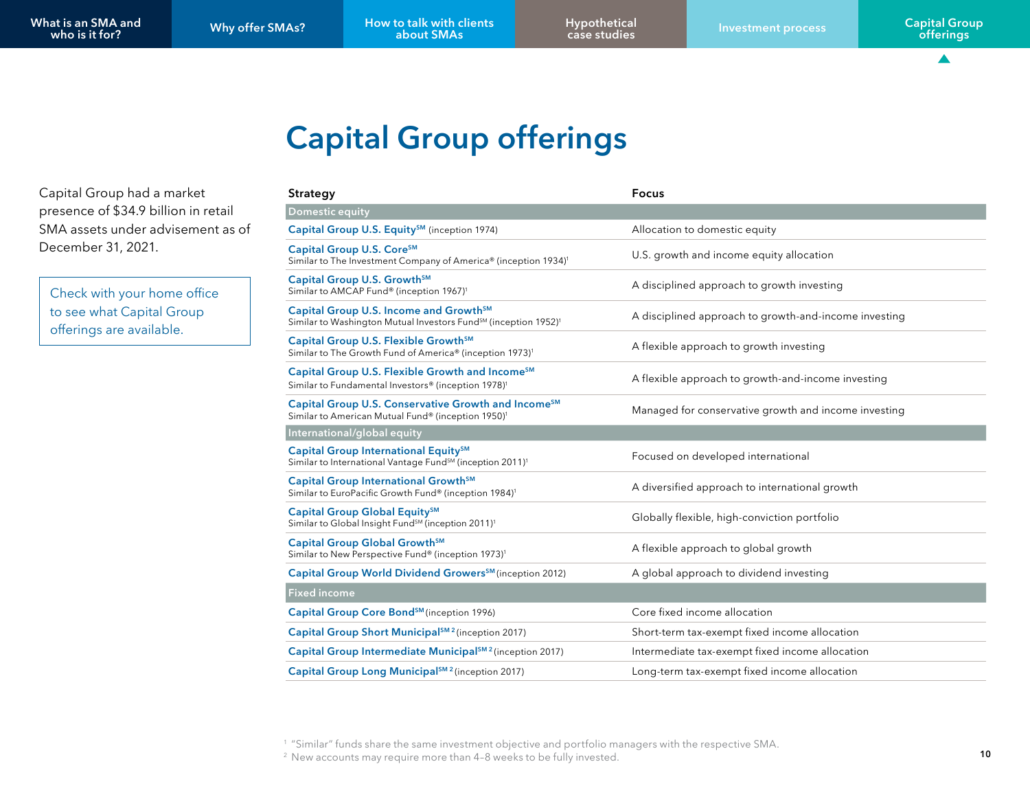# Capital Group offerings

Capital Group had a market presence of $34.9 billion in retail SMA assets under advisement as of December 31, 2021.

Check with your home office to see what Capital Group offerings are available.

| Strategy | Focus |
|---|---|
| **Domestic equity** | |
| **Capital Group U.S. Equity℠** (inception 1974) | Allocation to domestic equity |
| **Capital Group U.S. Core℠** Similar to The Investment Company of America® (inception 1934)[1] | U.S. growth and income equity allocation |
| **Capital Group U.S. Growth℠** Similar to AMCAP Fund® (inception 1967)[1] | A disciplined approach to growth investing |
| **Capital Group U.S. Income and Growth℠** Similar to Washington Mutual Investors Fund℠ (inception 1952)[1] | A disciplined approach to growth-and-income investing |
| **Capital Group U.S. Flexible Growth℠** Similar to The Growth Fund of America® (inception 1973)[1] | A flexible approach to growth investing |
| **Capital Group U.S. Flexible Growth and Income℠** Similar to Fundamental Investors® (inception 1978)[1] | A flexible approach to growth-and-income investing |
| **Capital Group U.S. Conservative Growth and Income℠** Similar to American Mutual Fund® (inception 1950)[1] | Managed for conservative growth and income investing |
| **International/global equity** | |
| **Capital Group International Equity℠** Similar to International Vantage Fund℠ (inception 2011)[1] | Focused on developed international |
| **Capital Group International Growth℠** Similar to EuroPacific Growth Fund® (inception 1984)[1] | A diversified approach to international growth |
| **Capital Group Global Equity℠** Similar to Global Insight Fund℠ (inception 2011)[1] | Globally flexible, high-conviction portfolio |
| **Capital Group Global Growth℠** Similar to New Perspective Fund® (inception 1973)[1] | A flexible approach to global growth |
| **Capital Group World Dividend Growers℠** (inception 2012) | A global approach to dividend investing |
| **Fixed income** | |
| **Capital Group Core Bond℠** (inception 1996) | Core fixed income allocation |
| **Capital Group Short Municipal℠** [2] (inception 2017) | Short-term tax-exempt fixed income allocation |
| **Capital Group Intermediate Municipal℠** [2] (inception 2017) | Intermediate tax-exempt fixed income allocation |
| **Capital Group Long Municipal℠** [2] (inception 2017) | Long-term tax-exempt fixed income allocation |

[1] "Similar" funds share the same investment objective and portfolio managers with the respective SMA.
[2] New accounts may require more than 4–8 weeks to be fully invested.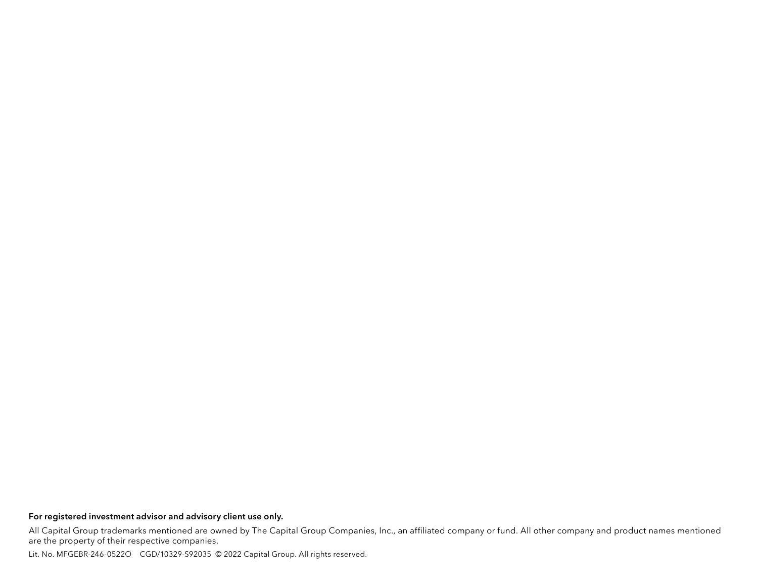**For registered investment advisor and advisory client use only.**

All Capital Group trademarks mentioned are owned by The Capital Group Companies, Inc., an affiliated company or fund. All other company and product names mentioned are the property of their respective companies.

Lit. No. MFGEBR-246-0522O CGD/10329-S92035 © 2022 Capital Group. All rights reserved.